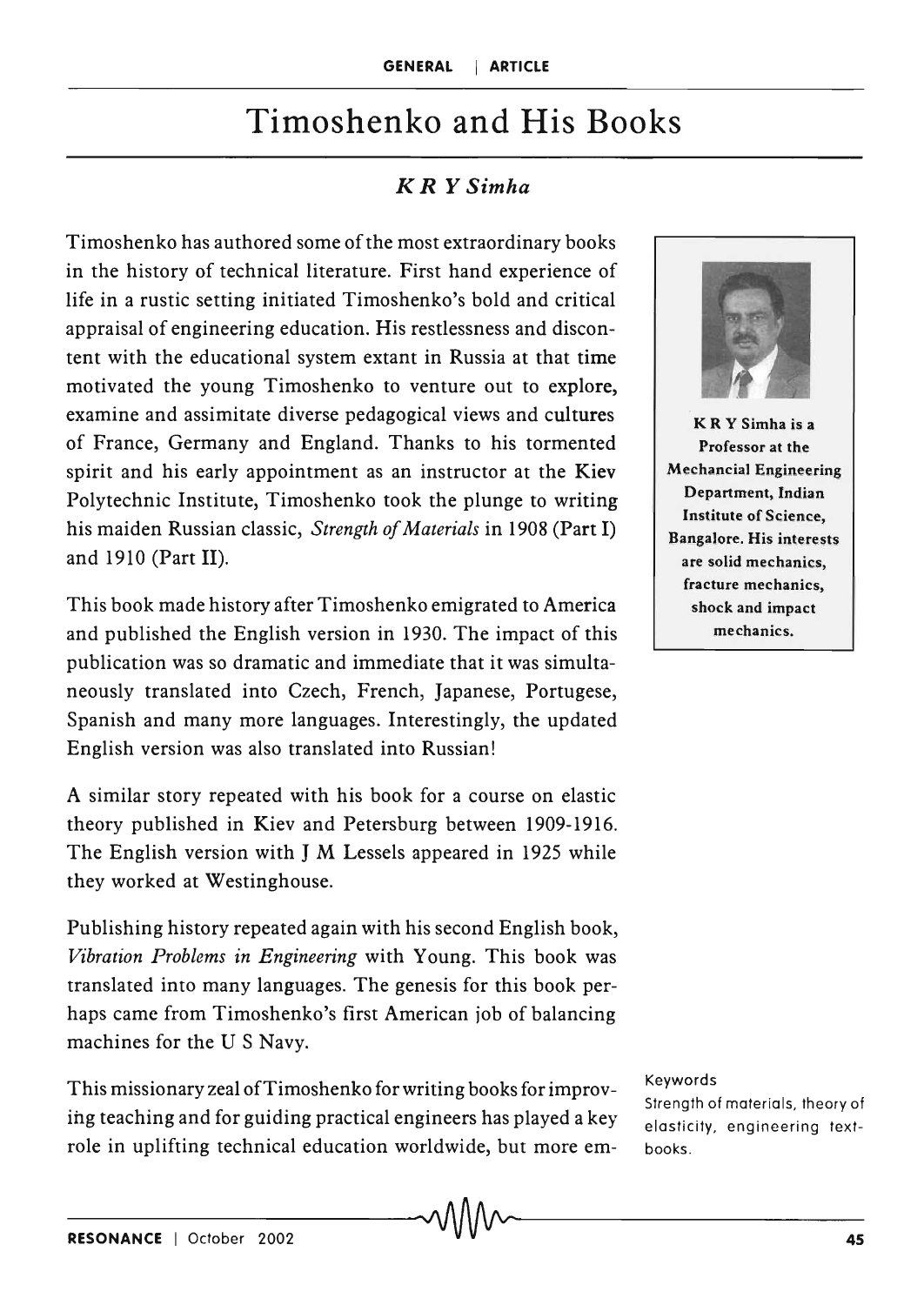# Timoshenko and His Books

*K R Y Simha*

Timoshenko has authored some of the most extraordinary books in the history of technical literature. First hand experience of life in a rustic setting initiated Timoshenko's bold and critical appraisal of engineering education. His restlessness and discontent with the educational system extant in Russia at that time motivated the young Timoshenko to venture out to explore, examine and assimitate diverse pedagogical views and cultures of France, Germany and England. Thanks to his tormented spirit and his early appointment as an instructor at the Kiev Polytechnic Institute, Timoshenko took the plunge to writing his maiden Russian classic, *Strength of Materials* in 1908 (Part I) and 1910 (Part II).

**K R Y Simha is a Professor at the Mechancial Engineering Department, Indian Institute of Science, Bangalore. His interests are solid mechanics, fracture mechanics, shock and impact mechanics.**

This book made history after Timoshenko emigrated to America and published the English version in 1930. The impact of this publication was so dramatic and immediate that it was simultaneously translated into Czech, French, Japanese, Portugese, Spanish and many more languages. Interestingly, the updated English version was also translated into Russian!

A similar story repeated with his book for a course on elastic theory published in Kiev and Petersburg between 1909-1916. The English version with J M Lessels appeared in 1925 while they worked at Westinghouse.

Publishing history repeated again with his second English book, *Vibration Problems in Engineering* with Young. This book was translated into many languages. The genesis for this book perhaps came from Timoshenko's first American job of balancing machines for the U S Navy.

This missionary zeal of Timoshenko for writing books for improving teaching and for guiding practical engineers has played a key role in uplifting technical education worldwide, but more em-

Keywords

Strength of materials, theory of elasticity, engineering textbooks.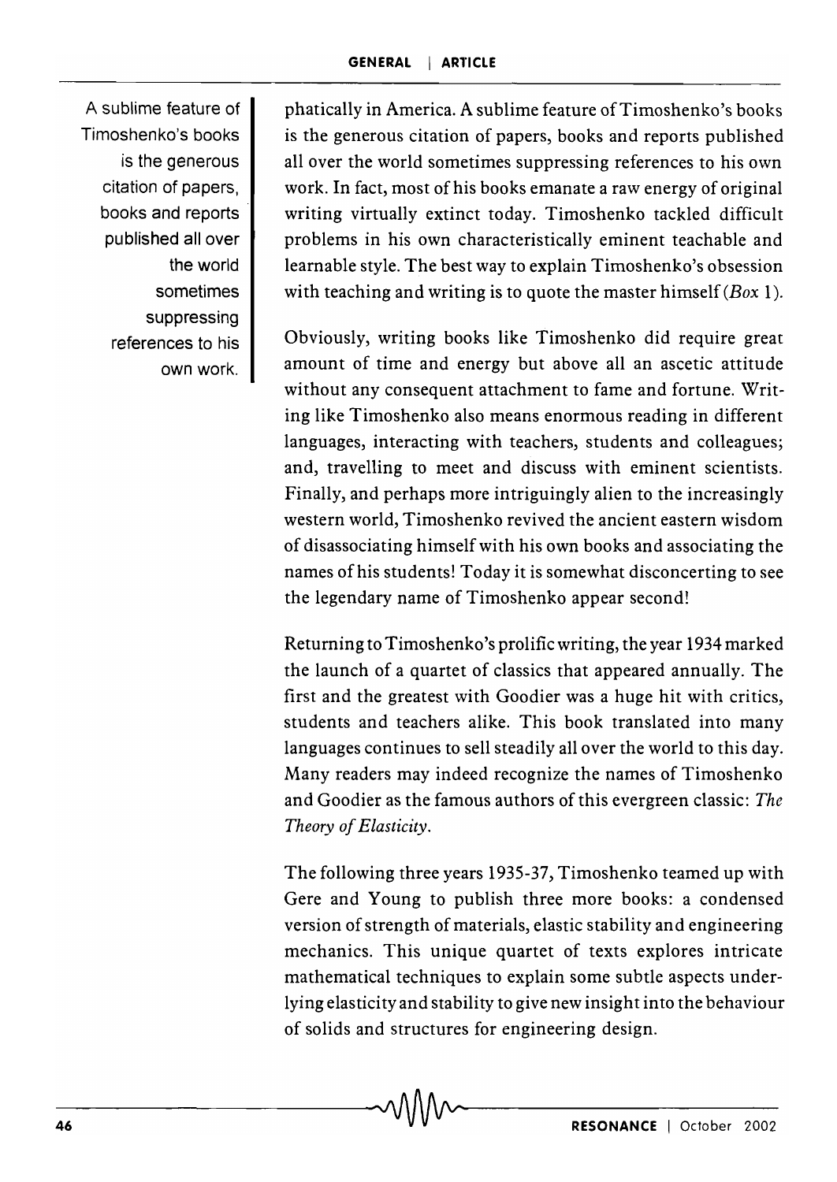A sublime feature of Timoshenko's books is the generous citation of papers, books and reports published all over the world sometimes suppressing references to his own work.

phatically in America. A sublime feature of Timoshenko's books is the generous citation of papers, books and reports published all over the world sometimes suppressing references to his own work. In fact, most of his books emanate a raw energy of original writing virtually extinct today. Timoshenko tackled difficult problems in his own characteristically eminent teachable and learnable style. The best way to explain Timoshenko's obsession with teaching and writing is to quote the master himself (*Box* 1).

Obviously, writing books like Timoshenko did require great amount of time and energy but above all an ascetic attitude without any consequent attachment to fame and fortune. Writing like Timoshenko also means enormous reading in different languages, interacting with teachers, students and colleagues; and, travelling to meet and discuss with eminent scientists. Finally, and perhaps more intriguingly alien to the increasingly western world, Timoshenko revived the ancient eastern wisdom of disassociating himself with his own books and associating the names of his students! Today it is somewhat disconcerting to see the legendary name of Timoshenko appear second!

Returning to Timoshenko's prolific writing, the year 1934 marked the launch of a quartet of classics that appeared annually. The first and the greatest with Goodier was a huge hit with critics, students and teachers alike. This book translated into many languages continues to sell steadily all over the world to this day. Many readers may indeed recognize the names of Timoshenko and Goodier as the famous authors of this evergreen classic: *The Theory of Elasticity*.

The following three years 1935-37, Timoshenko teamed up with Gere and Young to publish three more books: a condensed version of strength of materials, elastic stability and engineering mechanics. This unique quartet of texts explores intricate mathematical techniques to explain some subtle aspects underlying elasticity and stability to give new insight into the behaviour of solids and structures for engineering design.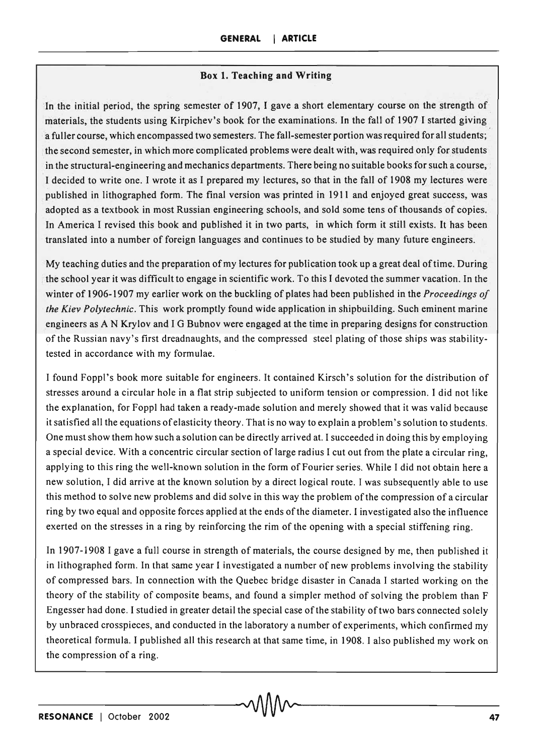### Box 1. Teaching and Writing

In the initial period, the spring semester of 1907, I gave a short elementary course on the strength of materials, the students using Kirpichev's book for the examinations. In the fall of 1907 I started giving a fuller course, which encompassed two semesters. The fall-semester portion was required for all students; the second semester, in which more complicated problems were dealt with, was required only for students in the structural-engineering and mechanics departments. There being no suitable books for such a course, I decided to write one. I wrote it as I prepared my lectures, so that in the fall of 1908 my lectures were published in lithographed form. The final version was printed in 1911 and enjoyed great success, was adopted as a textbook in most Russian engineering schools, and sold some tens of thousands of copies. In America I revised this book and published it in two parts, in which form it still exists. It has been translated into a number of foreign languages and continues to be studied by many future engineers.

My teaching duties and the preparation of my lectures for publication took up a great deal of time. During the school year it was difficult to engage in scientific work. To this I devoted the summer vacation. In the winter of 1906-1907 my earlier work on the buckling of plates had been published in the *Proceedings of the Kiev Polytechnic*. This work promptly found wide application in shipbuilding. Such eminent marine engineers as A N Krylov and I G Bubnov were engaged at the time in preparing designs for construction of the Russian navy's first dreadnaughts, and the compressed steel plating of those ships was stability-tested in accordance with my formulae.

I found Foppl's book more suitable for engineers. It contained Kirsch's solution for the distribution of stresses around a circular hole in a flat strip subjected to uniform tension or compression. I did not like the explanation, for Foppl had taken a ready-made solution and merely showed that it was valid because it satisfied all the equations of elasticity theory. That is no way to explain a problem's solution to students. One must show them how such a solution can be directly arrived at. I succeeded in doing this by employing a special device. With a concentric circular section of large radius I cut out from the plate a circular ring, applying to this ring the well-known solution in the form of Fourier series. While I did not obtain here a new solution, I did arrive at the known solution by a direct logical route. I was subsequently able to use this method to solve new problems and did solve in this way the problem of the compression of a circular ring by two equal and opposite forces applied at the ends of the diameter. I investigated also the influence exerted on the stresses in a ring by reinforcing the rim of the opening with a special stiffening ring.

In 1907-1908 I gave a full course in strength of materials, the course designed by me, then published it in lithographed form. In that same year I investigated a number of new problems involving the stability of compressed bars. In connection with the Quebec bridge disaster in Canada I started working on the theory of the stability of composite beams, and found a simpler method of solving the problem than F Engesser had done. I studied in greater detail the special case of the stability of two bars connected solely by unbraced crosspieces, and conducted in the laboratory a number of experiments, which confirmed my theoretical formula. I published all this research at that same time, in 1908. I also published my work on the compression of a ring.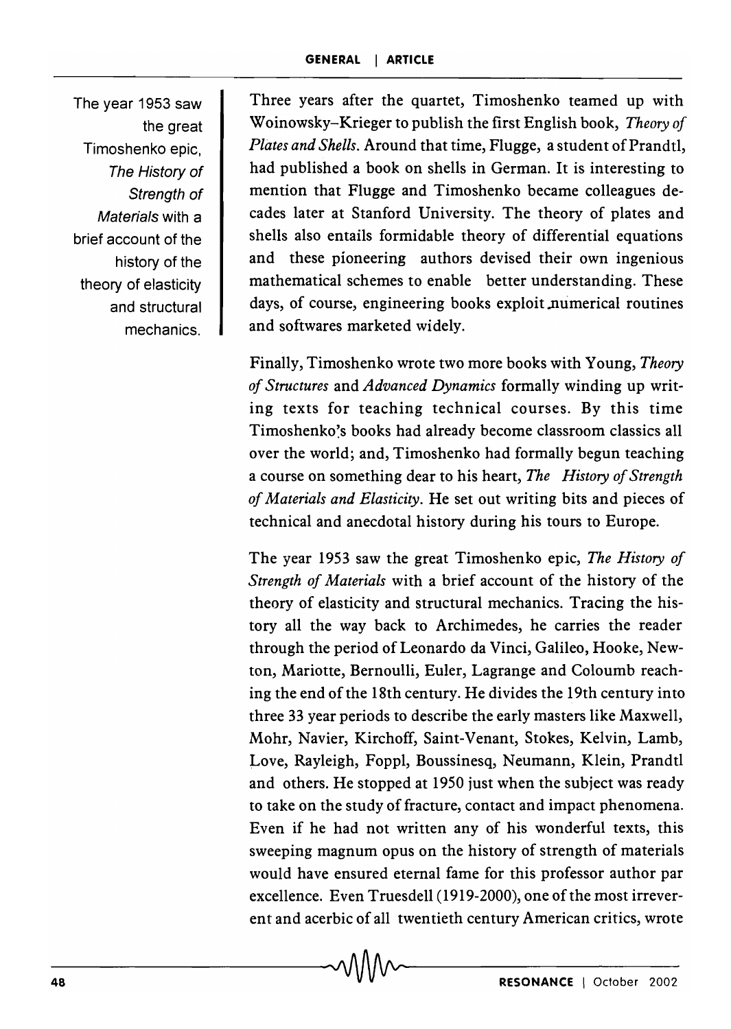Three years after the quartet, Timoshenko teamed up with Woinowsky–Krieger to publish the first English book, *Theory of Plates and Shells*. Around that time, Flugge, a student of Prandtl, had published a book on shells in German. It is interesting to mention that Flugge and Timoshenko became colleagues decades later at Stanford University. The theory of plates and shells also entails formidable theory of differential equations and these pioneering authors devised their own ingenious mathematical schemes to enable better understanding. These days, of course, engineering books exploit numerical routines and softwares marketed widely.

Finally, Timoshenko wrote two more books with Young, *Theory of Structures* and *Advanced Dynamics* formally winding up writing texts for teaching technical courses. By this time Timoshenko's books had already become classroom classics all over the world; and, Timoshenko had formally begun teaching a course on something dear to his heart, *The History of Strength of Materials and Elasticity*. He set out writing bits and pieces of technical and anecdotal history during his tours to Europe.

The year 1953 saw the great Timoshenko epic, *The History of Strength of Materials* with a brief account of the history of the theory of elasticity and structural mechanics. Tracing the history all the way back to Archimedes, he carries the reader through the period of Leonardo da Vinci, Galileo, Hooke, Newton, Mariotte, Bernoulli, Euler, Lagrange and Coloumb reaching the end of the 18th century. He divides the 19th century into three 33 year periods to describe the early masters like Maxwell, Mohr, Navier, Kirchoff, Saint-Venant, Stokes, Kelvin, Lamb, Love, Rayleigh, Foppl, Boussinesq, Neumann, Klein, Prandtl and others. He stopped at 1950 just when the subject was ready to take on the study of fracture, contact and impact phenomena. Even if he had not written any of his wonderful texts, this sweeping magnum opus on the history of strength of materials would have ensured eternal fame for this professor author par excellence. Even Truesdell (1919-2000), one of the most irreverent and acerbic of all twentieth century American critics, wrote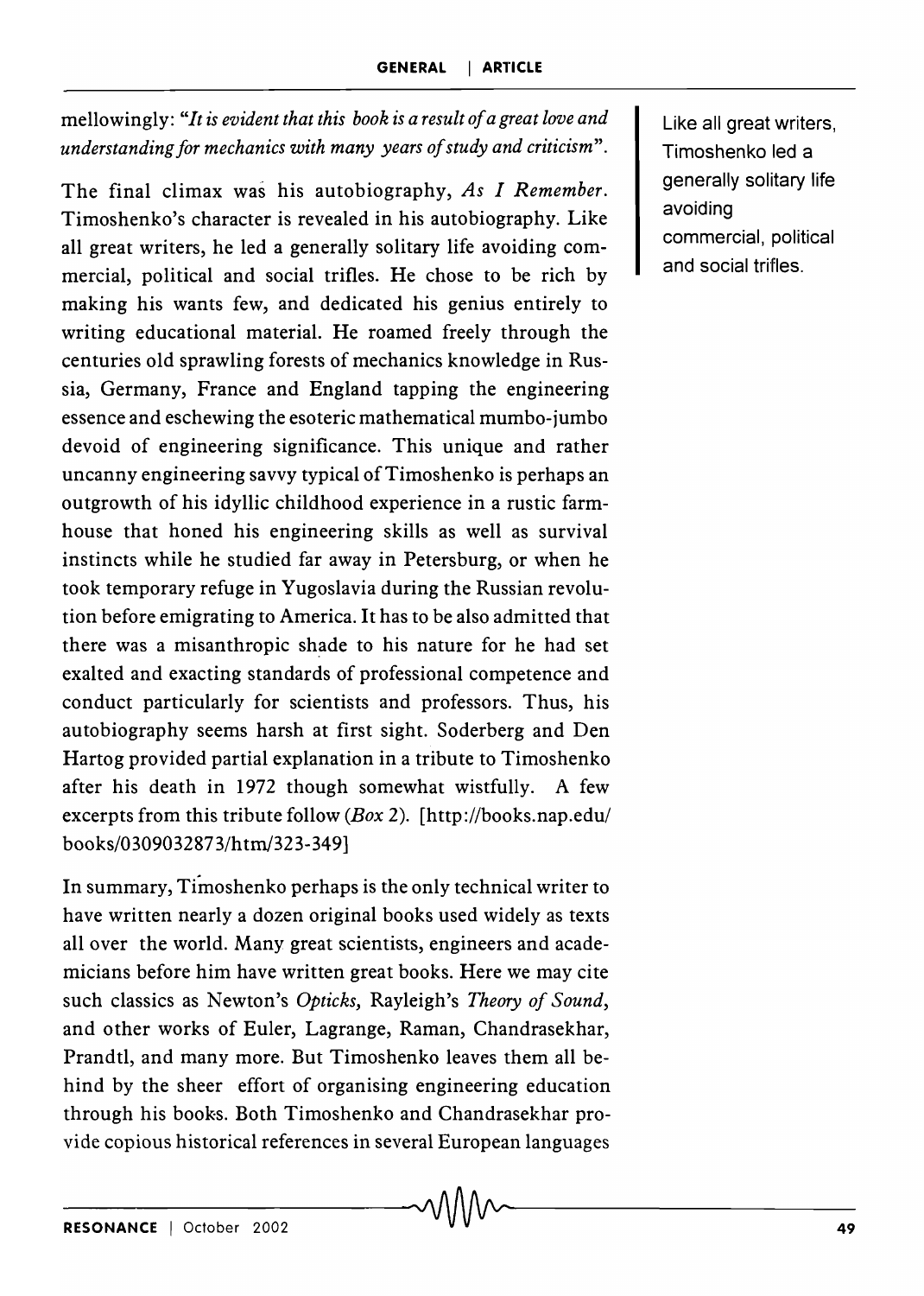mellowingly: *"It is evident that this book is a result of a great love and understanding for mechanics with many years of study and criticism"*.

The final climax was his autobiography, *As I Remember*. Timoshenko's character is revealed in his autobiography. Like all great writers, he led a generally solitary life avoiding commercial, political and social trifles. He chose to be rich by making his wants few, and dedicated his genius entirely to writing educational material. He roamed freely through the centuries old sprawling forests of mechanics knowledge in Russia, Germany, France and England tapping the engineering essence and eschewing the esoteric mathematical mumbo-jumbo devoid of engineering significance. This unique and rather uncanny engineering savvy typical of Timoshenko is perhaps an outgrowth of his idyllic childhood experience in a rustic farmhouse that honed his engineering skills as well as survival instincts while he studied far away in Petersburg, or when he took temporary refuge in Yugoslavia during the Russian revolution before emigrating to America. It has to be also admitted that there was a misanthropic shade to his nature for he had set exalted and exacting standards of professional competence and conduct particularly for scientists and professors. Thus, his autobiography seems harsh at first sight. Soderberg and Den Hartog provided partial explanation in a tribute to Timoshenko after his death in 1972 though somewhat wistfully. A few excerpts from this tribute follow (*Box* 2). [http://books.nap.edu/books/0309032873/htm/323-349]

Like all great writers, Timoshenko led a generally solitary life avoiding commercial, political and social trifles.

In summary, Timoshenko perhaps is the only technical writer to have written nearly a dozen original books used widely as texts all over the world. Many great scientists, engineers and academicians before him have written great books. Here we may cite such classics as Newton's *Opticks*, Rayleigh's *Theory of Sound*, and other works of Euler, Lagrange, Raman, Chandrasekhar, Prandtl, and many more. But Timoshenko leaves them all behind by the sheer effort of organising engineering education through his books. Both Timoshenko and Chandrasekhar provide copious historical references in several European languages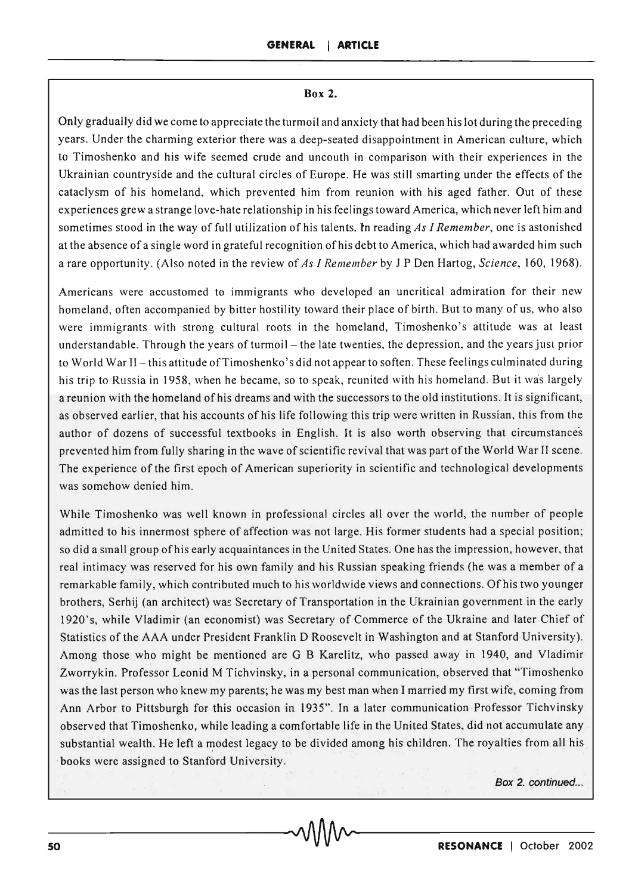**Box 2.**

Only gradually did we come to appreciate the turmoil and anxiety that had been his lot during the preceding years. Under the charming exterior there was a deep-seated disappointment in American culture, which to Timoshenko and his wife seemed crude and uncouth in comparison with their experiences in the Ukrainian countryside and the cultural circles of Europe. He was still smarting under the effects of the cataclysm of his homeland, which prevented him from reunion with his aged father. Out of these experiences grew a strange love-hate relationship in his feelings toward America, which never left him and sometimes stood in the way of full utilization of his talents. In reading *As I Remember*, one is astonished at the absence of a single word in grateful recognition of his debt to America, which had awarded him such a rare opportunity. (Also noted in the review of *As I Remember* by J P Den Hartog, *Science*, 160, 1968).

Americans were accustomed to immigrants who developed an uncritical admiration for their new homeland, often accompanied by bitter hostility toward their place of birth. But to many of us, who also were immigrants with strong cultural roots in the homeland, Timoshenko's attitude was at least understandable. Through the years of turmoil – the late twenties, the depression, and the years just prior to World War II – this attitude of Timoshenko's did not appear to soften. These feelings culminated during his trip to Russia in 1958, when he became, so to speak, reunited with his homeland. But it was largely a reunion with the homeland of his dreams and with the successors to the old institutions. It is significant, as observed earlier, that his accounts of his life following this trip were written in Russian, this from the author of dozens of successful textbooks in English. It is also worth observing that circumstances prevented him from fully sharing in the wave of scientific revival that was part of the World War II scene. The experience of the first epoch of American superiority in scientific and technological developments was somehow denied him.

While Timoshenko was well known in professional circles all over the world, the number of people admitted to his innermost sphere of affection was not large. His former students had a special position; so did a small group of his early acquaintances in the United States. One has the impression, however, that real intimacy was reserved for his own family and his Russian speaking friends (he was a member of a remarkable family, which contributed much to his worldwide views and connections. Of his two younger brothers, Serhij (an architect) was Secretary of Transportation in the Ukrainian government in the early 1920's, while Vladimir (an economist) was Secretary of Commerce of the Ukraine and later Chief of Statistics of the AAA under President Franklin D Roosevelt in Washington and at Stanford University). Among those who might be mentioned are G B Karelitz, who passed away in 1940, and Vladimir Zworrykin. Professor Leonid M Tichvinsky, in a personal communication, observed that "Timoshenko was the last person who knew my parents; he was my best man when I married my first wife, coming from Ann Arbor to Pittsburgh for this occasion in 1935". In a later communication Professor Tichvinsky observed that Timoshenko, while leading a comfortable life in the United States, did not accumulate any substantial wealth. He left a modest legacy to be divided among his children. The royalties from all his books were assigned to Stanford University.

*Box 2. continued...*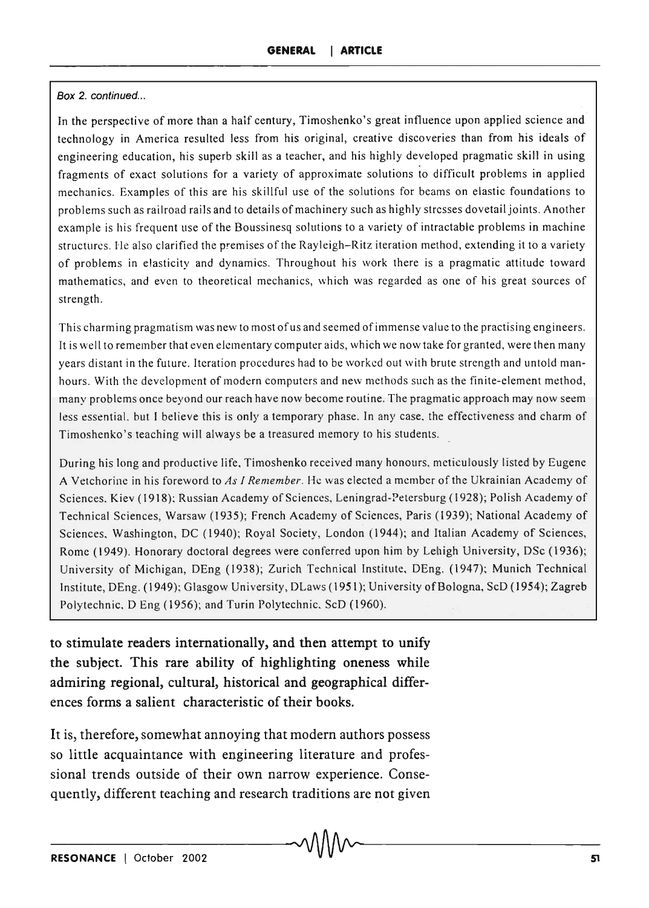*Box 2. continued...*

In the perspective of more than a half century, Timoshenko's great influence upon applied science and technology in America resulted less from his original, creative discoveries than from his ideals of engineering education, his superb skill as a teacher, and his highly developed pragmatic skill in using fragments of exact solutions for a variety of approximate solutions to difficult problems in applied mechanics. Examples of this are his skillful use of the solutions for beams on elastic foundations to problems such as railroad rails and to details of machinery such as highly stresses dovetail joints. Another example is his frequent use of the Boussinesq solutions to a variety of intractable problems in machine structures. He also clarified the premises of the Rayleigh–Ritz iteration method, extending it to a variety of problems in elasticity and dynamics. Throughout his work there is a pragmatic attitude toward mathematics, and even to theoretical mechanics, which was regarded as one of his great sources of strength.

This charming pragmatism was new to most of us and seemed of immense value to the practising engineers. It is well to remember that even elementary computer aids, which we now take for granted, were then many years distant in the future. Iteration procedures had to be worked out with brute strength and untold man-hours. With the development of modern computers and new methods such as the finite-element method, many problems once beyond our reach have now become routine. The pragmatic approach may now seem less essential, but I believe this is only a temporary phase. In any case, the effectiveness and charm of Timoshenko's teaching will always be a treasured memory to his students.

During his long and productive life, Timoshenko received many honours, meticulously listed by Eugene A Vetchorine in his foreword to *As I Remember*. He was elected a member of the Ukrainian Academy of Sciences, Kiev (1918); Russian Academy of Sciences, Leningrad-Petersburg (1928); Polish Academy of Technical Sciences, Warsaw (1935); French Academy of Sciences, Paris (1939); National Academy of Sciences, Washington, DC (1940); Royal Society, London (1944); and Italian Academy of Sciences, Rome (1949). Honorary doctoral degrees were conferred upon him by Lehigh University, DSc (1936); University of Michigan, DEng (1938); Zurich Technical Institute, DEng. (1947); Munich Technical Institute, DEng. (1949); Glasgow University, DLaws (1951); University of Bologna, ScD (1954); Zagreb Polytechnic, D Eng (1956); and Turin Polytechnic, ScD (1960).

to stimulate readers internationally, and then attempt to unify the subject. This rare ability of highlighting oneness while admiring regional, cultural, historical and geographical differences forms a salient characteristic of their books.

It is, therefore, somewhat annoying that modern authors possess so little acquaintance with engineering literature and professional trends outside of their own narrow experience. Consequently, different teaching and research traditions are not given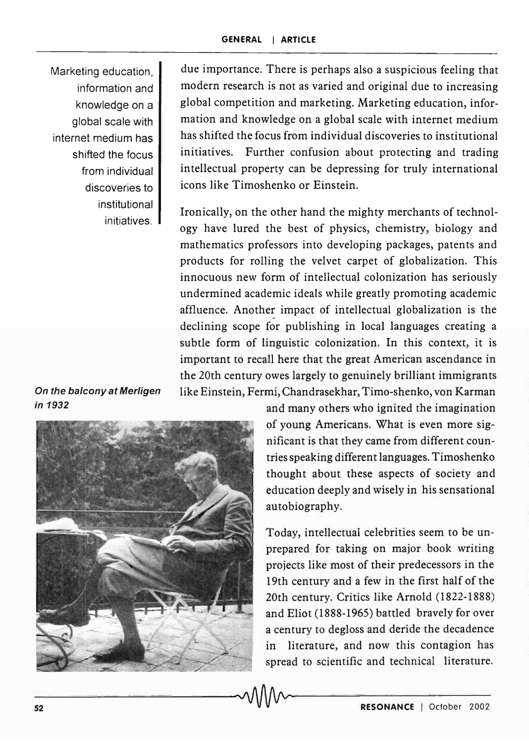due importance. There is perhaps also a suspicious feeling that modern research is not as varied and original due to increasing global competition and marketing. Marketing education, information and knowledge on a global scale with internet medium has shifted the focus from individual discoveries to institutional initiatives. Further confusion about protecting and trading intellectual property can be depressing for truly international icons like Timoshenko or Einstein.

Marketing education, information and knowledge on a global scale with internet medium has shifted the focus from individual discoveries to institutional initiatives.

Ironically, on the other hand the mighty merchants of technology have lured the best of physics, chemistry, biology and mathematics professors into developing packages, patents and products for rolling the velvet carpet of globalization. This innocuous new form of intellectual colonization has seriously undermined academic ideals while greatly promoting academic affluence. Another impact of intellectual globalization is the declining scope for publishing in local languages creating a subtle form of linguistic colonization. In this context, it is important to recall here that the great American ascendance in the 20th century owes largely to genuinely brilliant immigrants like Einstein, Fermi, Chandrasekhar, Timo-shenko, von Karman and many others who ignited the imagination of young Americans. What is even more significant is that they came from different countries speaking different languages. Timoshenko thought about these aspects of society and education deeply and wisely in his sensational autobiography.

***On the balcony at Merligen in 1932***

Today, intellectual celebrities seem to be unprepared for taking on major book writing projects like most of their predecessors in the 19th century and a few in the first half of the 20th century. Critics like Arnold (1822-1888) and Eliot (1888-1965) battled bravely for over a century to degloss and deride the decadence in literature, and now this contagion has spread to scientific and technical literature.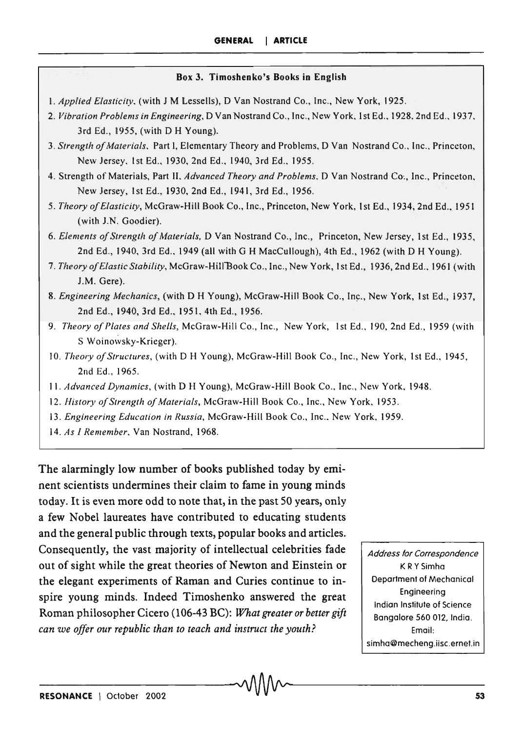**Box 3. Timoshenko's Books in English**

1. *Applied Elasticity*, (with J M Lessells), D Van Nostrand Co., Inc., New York, 1925.
2. *Vibration Problems in Engineering*, D Van Nostrand Co., Inc., New York, 1st Ed., 1928, 2nd Ed., 1937, 3rd Ed., 1955, (with D H Young).
3. *Strength of Materials*, Part I, Elementary Theory and Problems, D Van Nostrand Co., Inc., Princeton, New Jersey, 1st Ed., 1930, 2nd Ed., 1940, 3rd Ed., 1955.
4. Strength of Materials, Part II, *Advanced Theory and Problems*, D Van Nostrand Co., Inc., Princeton, New Jersey, 1st Ed., 1930, 2nd Ed., 1941, 3rd Ed., 1956.
5. *Theory of Elasticity*, McGraw-Hill Book Co., Inc., Princeton, New York, 1st Ed., 1934, 2nd Ed., 1951 (with J.N. Goodier).
6. *Elements of Strength of Materials*, D Van Nostrand Co., Inc., Princeton, New Jersey, 1st Ed., 1935, 2nd Ed., 1940, 3rd Ed., 1949 (all with G H MacCullough), 4th Ed., 1962 (with D H Young).
7. *Theory of Elastic Stability*, McGraw-Hill Book Co., Inc., New York, 1st Ed., 1936, 2nd Ed., 1961 (with J.M. Gere).
8. *Engineering Mechanics*, (with D H Young), McGraw-Hill Book Co., Inc., New York, 1st Ed., 1937, 2nd Ed., 1940, 3rd Ed., 1951, 4th Ed., 1956.
9. *Theory of Plates and Shells*, McGraw-Hill Co., Inc., New York, 1st Ed., 190, 2nd Ed., 1959 (with S Woinowsky-Krieger).
10. *Theory of Structures*, (with D H Young), McGraw-Hill Book Co., Inc., New York, 1st Ed., 1945, 2nd Ed., 1965.
11. *Advanced Dynamics*, (with D H Young), McGraw-Hill Book Co., Inc., New York, 1948.
12. *History of Strength of Materials*, McGraw-Hill Book Co., Inc., New York, 1953.
13. *Engineering Education in Russia*, McGraw-Hill Book Co., Inc., New York, 1959.
14. *As I Remember*, Van Nostrand, 1968.

The alarmingly low number of books published today by eminent scientists undermines their claim to fame in young minds today. It is even more odd to note that, in the past 50 years, only a few Nobel laureates have contributed to educating students and the general public through texts, popular books and articles. Consequently, the vast majority of intellectual celebrities fade out of sight while the great theories of Newton and Einstein or the elegant experiments of Raman and Curies continue to inspire young minds. Indeed Timoshenko answered the great Roman philosopher Cicero (106-43 BC): *What greater or better gift can we offer our republic than to teach and instruct the youth?*

*Address for Correspondence*
K R Y Simha
Department of Mechanical Engineering
Indian Institute of Science
Bangalore 560 012, India.
Email:
simha@mecheng.iisc.ernet.in